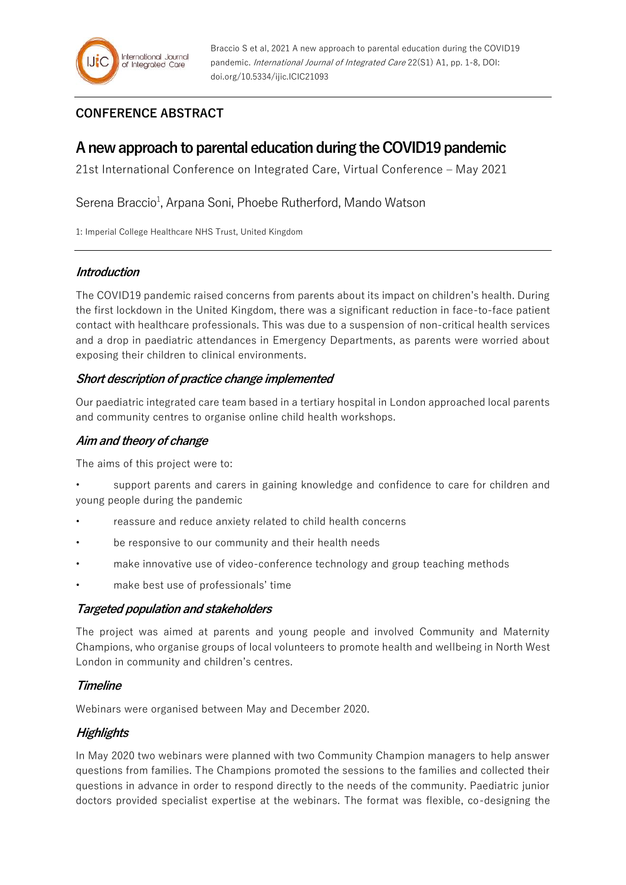Braccio S et al, 2021 A new approach to parental education during the COVID19 pandemic. *International Journal of Integrated Care* 22(S1) A1, pp. 1-8, DOI: doi.org/10.5334/ijic.ICIC21093

**CONFERENCE ABSTRACT**

# A new approach to parental education during the COVID19 pandemic

21st International Conference on Integrated Care, Virtual Conference – May 2021

Serena Braccio[1], Arpana Soni, Phoebe Rutherford, Mando Watson

1: Imperial College Healthcare NHS Trust, United Kingdom

## *Introduction*

The COVID19 pandemic raised concerns from parents about its impact on children's health. During the first lockdown in the United Kingdom, there was a significant reduction in face-to-face patient contact with healthcare professionals. This was due to a suspension of non-critical health services and a drop in paediatric attendances in Emergency Departments, as parents were worried about exposing their children to clinical environments.

## *Short description of practice change implemented*

Our paediatric integrated care team based in a tertiary hospital in London approached local parents and community centres to organise online child health workshops.

## *Aim and theory of change*

The aims of this project were to:

- support parents and carers in gaining knowledge and confidence to care for children and young people during the pandemic
- reassure and reduce anxiety related to child health concerns
- be responsive to our community and their health needs
- make innovative use of video-conference technology and group teaching methods
- make best use of professionals' time

## *Targeted population and stakeholders*

The project was aimed at parents and young people and involved Community and Maternity Champions, who organise groups of local volunteers to promote health and wellbeing in North West London in community and children's centres.

## *Timeline*

Webinars were organised between May and December 2020.

## *Highlights*

In May 2020 two webinars were planned with two Community Champion managers to help answer questions from families. The Champions promoted the sessions to the families and collected their questions in advance in order to respond directly to the needs of the community. Paediatric junior doctors provided specialist expertise at the webinars. The format was flexible, co-designing the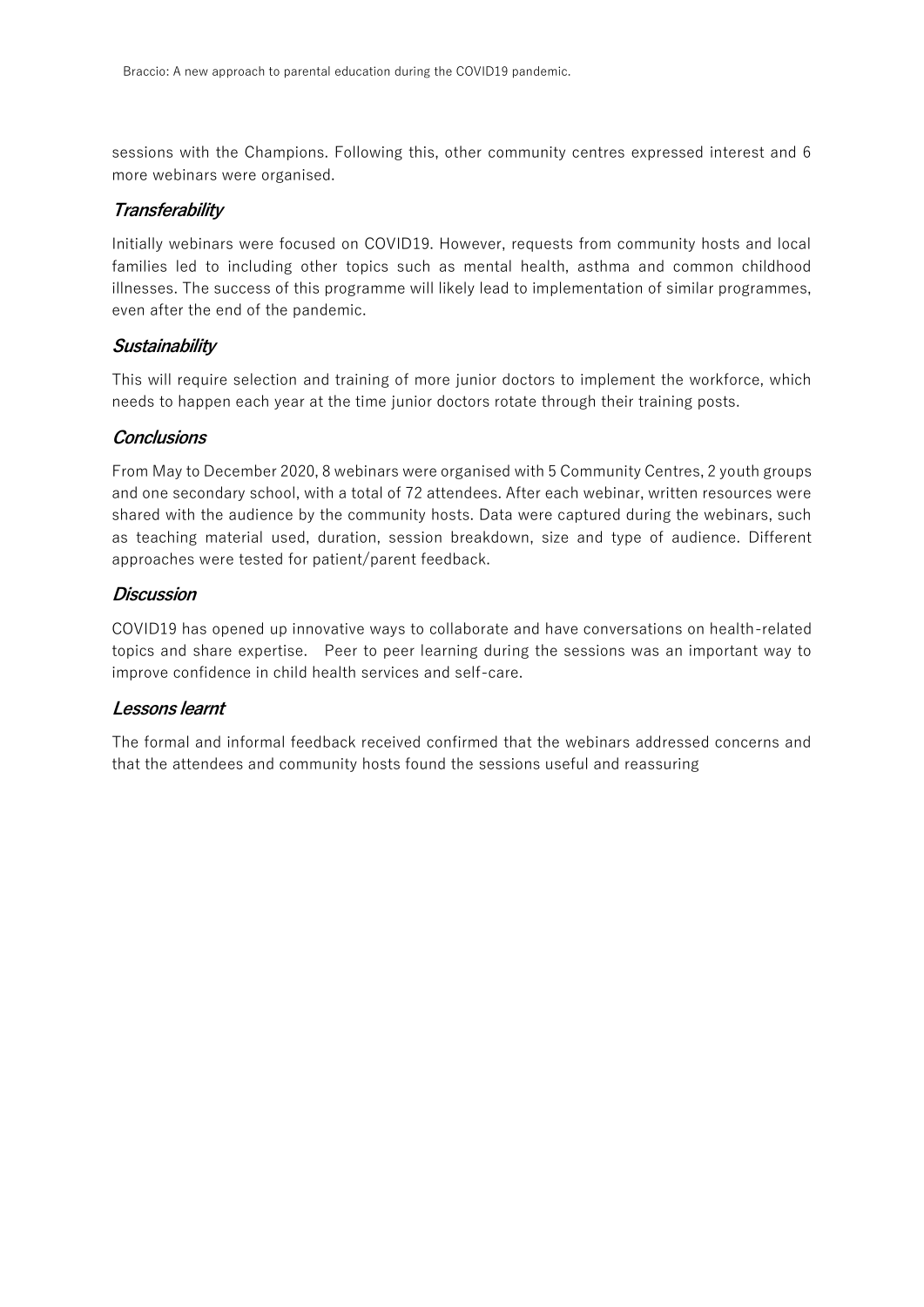sessions with the Champions. Following this, other community centres expressed interest and 6 more webinars were organised.

## *Transferability*

Initially webinars were focused on COVID19. However, requests from community hosts and local families led to including other topics such as mental health, asthma and common childhood illnesses. The success of this programme will likely lead to implementation of similar programmes, even after the end of the pandemic.

## *Sustainability*

This will require selection and training of more junior doctors to implement the workforce, which needs to happen each year at the time junior doctors rotate through their training posts.

## *Conclusions*

From May to December 2020, 8 webinars were organised with 5 Community Centres, 2 youth groups and one secondary school, with a total of 72 attendees. After each webinar, written resources were shared with the audience by the community hosts. Data were captured during the webinars, such as teaching material used, duration, session breakdown, size and type of audience. Different approaches were tested for patient/parent feedback.

## *Discussion*

COVID19 has opened up innovative ways to collaborate and have conversations on health-related topics and share expertise. Peer to peer learning during the sessions was an important way to improve confidence in child health services and self-care.

## *Lessons learnt*

The formal and informal feedback received confirmed that the webinars addressed concerns and that the attendees and community hosts found the sessions useful and reassuring